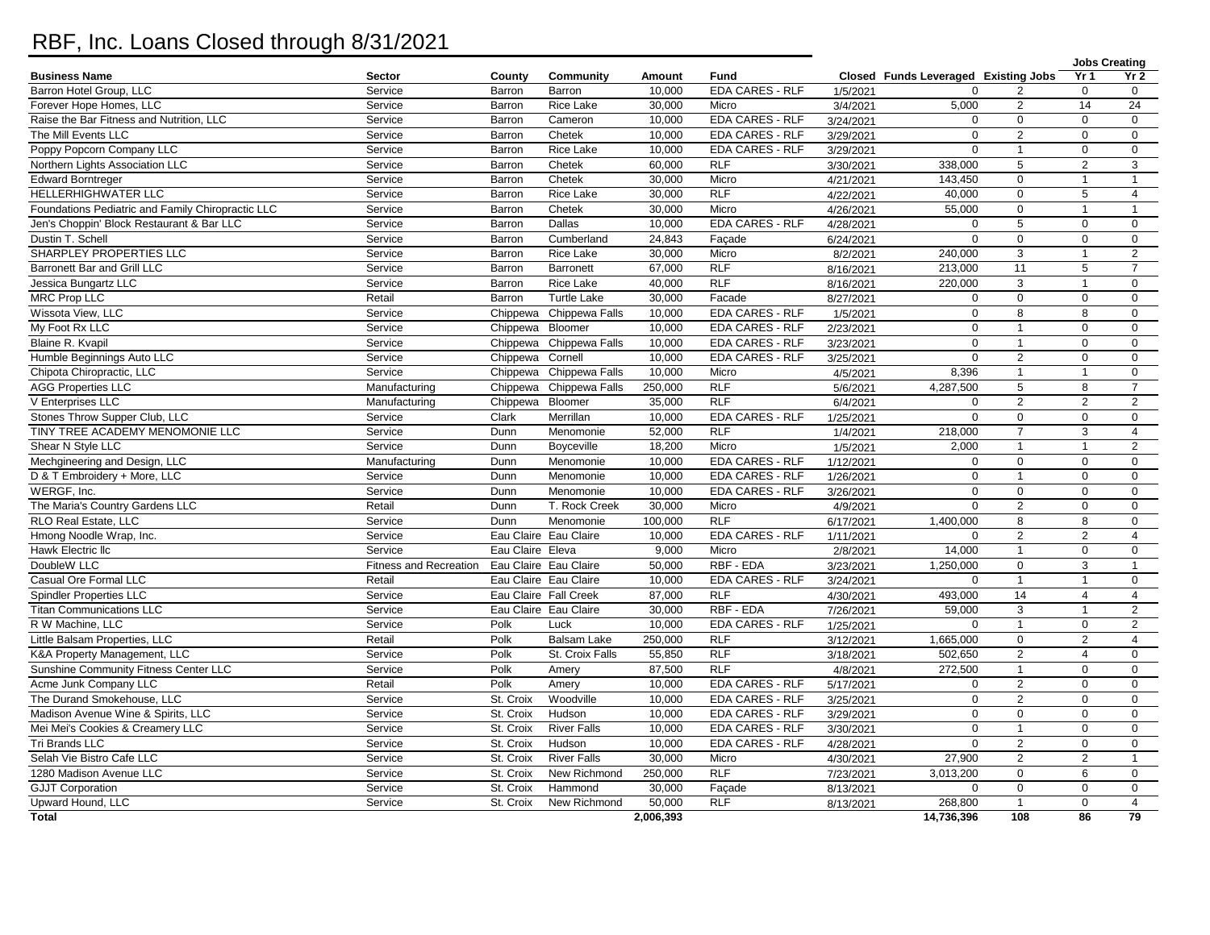# RBF, Inc. Loans Closed through 8/31/2021

| Business Name | Sector | County | Community | Amount | Fund | Closed | Funds Leveraged | Existing Jobs | Jobs Creating | |
|---|---|---|---|---|---|---|---|---|---|---|
| | | | | | | | | | Yr 1 | Yr 2 |
| Barron Hotel Group, LLC | Service | Barron | Barron | 10,000 | EDA CARES - RLF | 1/5/2021 | 0 | 2 | 0 | 0 |
| Forever Hope Homes, LLC | Service | Barron | Rice Lake | 30,000 | Micro | 3/4/2021 | 5,000 | 2 | 14 | 24 |
| Raise the Bar Fitness and Nutrition, LLC | Service | Barron | Cameron | 10,000 | EDA CARES - RLF | 3/24/2021 | 0 | 0 | 0 | 0 |
| The Mill Events LLC | Service | Barron | Chetek | 10,000 | EDA CARES - RLF | 3/29/2021 | 0 | 2 | 0 | 0 |
| Poppy Popcorn Company LLC | Service | Barron | Rice Lake | 10,000 | EDA CARES - RLF | 3/29/2021 | 0 | 1 | 0 | 0 |
| Northern Lights Association LLC | Service | Barron | Chetek | 60,000 | RLF | 3/30/2021 | 338,000 | 5 | 2 | 3 |
| Edward Borntreger | Service | Barron | Chetek | 30,000 | Micro | 4/21/2021 | 143,450 | 0 | 1 | 1 |
| HELLERHIGHWATER LLC | Service | Barron | Rice Lake | 30,000 | RLF | 4/22/2021 | 40,000 | 0 | 5 | 4 |
| Foundations Pediatric and Family Chiropractic LLC | Service | Barron | Chetek | 30,000 | Micro | 4/26/2021 | 55,000 | 0 | 1 | 1 |
| Jen's Choppin' Block Restaurant & Bar LLC | Service | Barron | Dallas | 10,000 | EDA CARES - RLF | 4/28/2021 | 0 | 5 | 0 | 0 |
| Dustin T. Schell | Service | Barron | Cumberland | 24,843 | Façade | 6/24/2021 | 0 | 0 | 0 | 0 |
| SHARPLEY PROPERTIES LLC | Service | Barron | Rice Lake | 30,000 | Micro | 8/2/2021 | 240,000 | 3 | 1 | 2 |
| Barronett Bar and Grill LLC | Service | Barron | Barronett | 67,000 | RLF | 8/16/2021 | 213,000 | 11 | 5 | 7 |
| Jessica Bungartz LLC | Service | Barron | Rice Lake | 40,000 | RLF | 8/16/2021 | 220,000 | 3 | 1 | 0 |
| MRC Prop LLC | Retail | Barron | Turtle Lake | 30,000 | Facade | 8/27/2021 | 0 | 0 | 0 | 0 |
| Wissota View, LLC | Service | Chippewa | Chippewa Falls | 10,000 | EDA CARES - RLF | 1/5/2021 | 0 | 8 | 8 | 0 |
| My Foot Rx LLC | Service | Chippewa | Bloomer | 10,000 | EDA CARES - RLF | 2/23/2021 | 0 | 1 | 0 | 0 |
| Blaine R. Kvapil | Service | Chippewa | Chippewa Falls | 10,000 | EDA CARES - RLF | 3/23/2021 | 0 | 1 | 0 | 0 |
| Humble Beginnings Auto LLC | Service | Chippewa | Cornell | 10,000 | EDA CARES - RLF | 3/25/2021 | 0 | 2 | 0 | 0 |
| Chipota Chiropractic, LLC | Service | Chippewa | Chippewa Falls | 10,000 | Micro | 4/5/2021 | 8,396 | 1 | 1 | 0 |
| AGG Properties LLC | Manufacturing | Chippewa | Chippewa Falls | 250,000 | RLF | 5/6/2021 | 4,287,500 | 5 | 8 | 7 |
| V Enterprises LLC | Manufacturing | Chippewa | Bloomer | 35,000 | RLF | 6/4/2021 | 0 | 2 | 2 | 2 |
| Stones Throw Supper Club, LLC | Service | Clark | Merrillan | 10,000 | EDA CARES - RLF | 1/25/2021 | 0 | 0 | 0 | 0 |
| TINY TREE ACADEMY MENOMONIE LLC | Service | Dunn | Menomonie | 52,000 | RLF | 1/4/2021 | 218,000 | 7 | 3 | 4 |
| Shear N Style LLC | Service | Dunn | Boyceville | 18,200 | Micro | 1/5/2021 | 2,000 | 1 | 1 | 2 |
| Mechgineering and Design, LLC | Manufacturing | Dunn | Menomonie | 10,000 | EDA CARES - RLF | 1/12/2021 | 0 | 0 | 0 | 0 |
| D & T Embroidery + More, LLC | Service | Dunn | Menomonie | 10,000 | EDA CARES - RLF | 1/26/2021 | 0 | 1 | 0 | 0 |
| WERGF, Inc. | Service | Dunn | Menomonie | 10,000 | EDA CARES - RLF | 3/26/2021 | 0 | 0 | 0 | 0 |
| The Maria's Country Gardens LLC | Retail | Dunn | T. Rock Creek | 30,000 | Micro | 4/9/2021 | 0 | 2 | 0 | 0 |
| RLO Real Estate, LLC | Service | Dunn | Menomonie | 100,000 | RLF | 6/17/2021 | 1,400,000 | 8 | 8 | 0 |
| Hmong Noodle Wrap, Inc. | Service | Eau Claire | Eau Claire | 10,000 | EDA CARES - RLF | 1/11/2021 | 0 | 2 | 2 | 4 |
| Hawk Electric llc | Service | Eau Claire | Eleva | 9,000 | Micro | 2/8/2021 | 14,000 | 1 | 0 | 0 |
| DoubleW LLC | Fitness and Recreation | Eau Claire | Eau Claire | 50,000 | RBF - EDA | 3/23/2021 | 1,250,000 | 0 | 3 | 1 |
| Casual Ore Formal LLC | Retail | Eau Claire | Eau Claire | 10,000 | EDA CARES - RLF | 3/24/2021 | 0 | 1 | 1 | 0 |
| Spindler Properties LLC | Service | Eau Claire | Fall Creek | 87,000 | RLF | 4/30/2021 | 493,000 | 14 | 4 | 4 |
| Titan Communications LLC | Service | Eau Claire | Eau Claire | 30,000 | RBF - EDA | 7/26/2021 | 59,000 | 3 | 1 | 2 |
| R W Machine, LLC | Service | Polk | Luck | 10,000 | EDA CARES - RLF | 1/25/2021 | 0 | 1 | 0 | 2 |
| Little Balsam Properties, LLC | Retail | Polk | Balsam Lake | 250,000 | RLF | 3/12/2021 | 1,665,000 | 0 | 2 | 4 |
| K&A Property Management, LLC | Service | Polk | St. Croix Falls | 55,850 | RLF | 3/18/2021 | 502,650 | 2 | 4 | 0 |
| Sunshine Community Fitness Center LLC | Service | Polk | Amery | 87,500 | RLF | 4/8/2021 | 272,500 | 1 | 0 | 0 |
| Acme Junk Company LLC | Retail | Polk | Amery | 10,000 | EDA CARES - RLF | 5/17/2021 | 0 | 2 | 0 | 0 |
| The Durand Smokehouse, LLC | Service | St. Croix | Woodville | 10,000 | EDA CARES - RLF | 3/25/2021 | 0 | 2 | 0 | 0 |
| Madison Avenue Wine & Spirits, LLC | Service | St. Croix | Hudson | 10,000 | EDA CARES - RLF | 3/29/2021 | 0 | 0 | 0 | 0 |
| Mei Mei's Cookies & Creamery LLC | Service | St. Croix | River Falls | 10,000 | EDA CARES - RLF | 3/30/2021 | 0 | 1 | 0 | 0 |
| Tri Brands LLC | Service | St. Croix | Hudson | 10,000 | EDA CARES - RLF | 4/28/2021 | 0 | 2 | 0 | 0 |
| Selah Vie Bistro Cafe LLC | Service | St. Croix | River Falls | 30,000 | Micro | 4/30/2021 | 27,900 | 2 | 2 | 1 |
| 1280 Madison Avenue LLC | Service | St. Croix | New Richmond | 250,000 | RLF | 7/23/2021 | 3,013,200 | 0 | 6 | 0 |
| GJJT Corporation | Service | St. Croix | Hammond | 30,000 | Façade | 8/13/2021 | 0 | 0 | 0 | 0 |
| Upward Hound, LLC | Service | St. Croix | New Richmond | 50,000 | RLF | 8/13/2021 | 268,800 | 1 | 0 | 4 |
| **Total** | | | | **2,006,393** | | | **14,736,396** | **108** | **86** | **79** |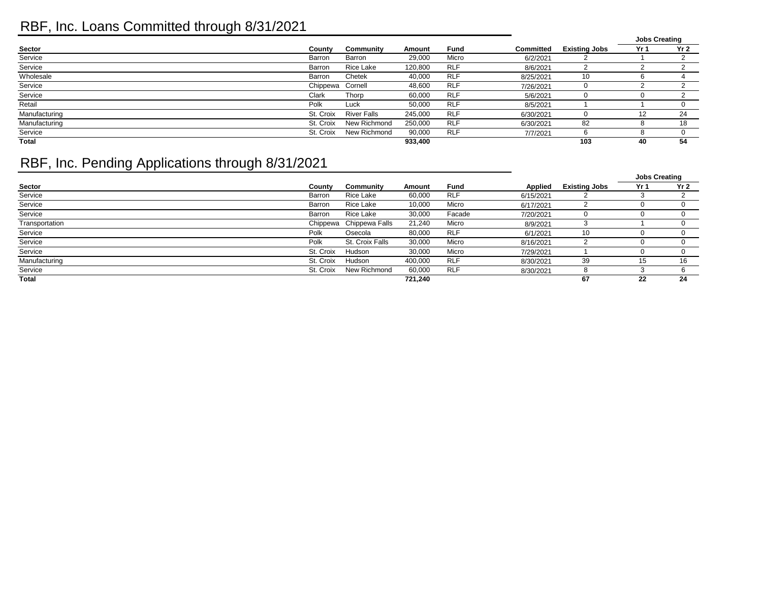# RBF, Inc. Loans Committed through 8/31/2021

| Sector | County | Community | Amount | Fund | Committed | Existing Jobs | Jobs Creating Yr 1 | Jobs Creating Yr 2 |
|---|---|---|---|---|---|---|---|---|
| Service | Barron | Barron | 29,000 | Micro | 6/2/2021 | 2 | 1 | 2 |
| Service | Barron | Rice Lake | 120,800 | RLF | 8/6/2021 | 2 | 2 | 2 |
| Wholesale | Barron | Chetek | 40,000 | RLF | 8/25/2021 | 10 | 6 | 4 |
| Service | Chippewa | Cornell | 48,600 | RLF | 7/26/2021 | 0 | 2 | 2 |
| Service | Clark | Thorp | 60,000 | RLF | 5/6/2021 | 0 | 0 | 2 |
| Retail | Polk | Luck | 50,000 | RLF | 8/5/2021 | 1 | 1 | 0 |
| Manufacturing | St. Croix | River Falls | 245,000 | RLF | 6/30/2021 | 0 | 12 | 24 |
| Manufacturing | St. Croix | New Richmond | 250,000 | RLF | 6/30/2021 | 82 | 8 | 18 |
| Service | St. Croix | New Richmond | 90,000 | RLF | 7/7/2021 | 6 | 8 | 0 |
| **Total** | | | **933,400** | | | **103** | **40** | **54** |

# RBF, Inc. Pending Applications through 8/31/2021

| Sector | County | Community | Amount | Fund | Applied | Existing Jobs | Jobs Creating Yr 1 | Jobs Creating Yr 2 |
|---|---|---|---|---|---|---|---|---|
| Service | Barron | Rice Lake | 60,000 | RLF | 6/15/2021 | 2 | 3 | 2 |
| Service | Barron | Rice Lake | 10,000 | Micro | 6/17/2021 | 2 | 0 | 0 |
| Service | Barron | Rice Lake | 30,000 | Facade | 7/20/2021 | 0 | 0 | 0 |
| Transportation | Chippewa | Chippewa Falls | 21,240 | Micro | 8/9/2021 | 3 | 1 | 0 |
| Service | Polk | Osecola | 80,000 | RLF | 6/1/2021 | 10 | 0 | 0 |
| Service | Polk | St. Croix Falls | 30,000 | Micro | 8/16/2021 | 2 | 0 | 0 |
| Service | St. Croix | Hudson | 30,000 | Micro | 7/29/2021 | 1 | 0 | 0 |
| Manufacturing | St. Croix | Hudson | 400,000 | RLF | 8/30/2021 | 39 | 15 | 16 |
| Service | St. Croix | New Richmond | 60,000 | RLF | 8/30/2021 | 8 | 3 | 6 |
| **Total** | | | **721,240** | | | **67** | **22** | **24** |